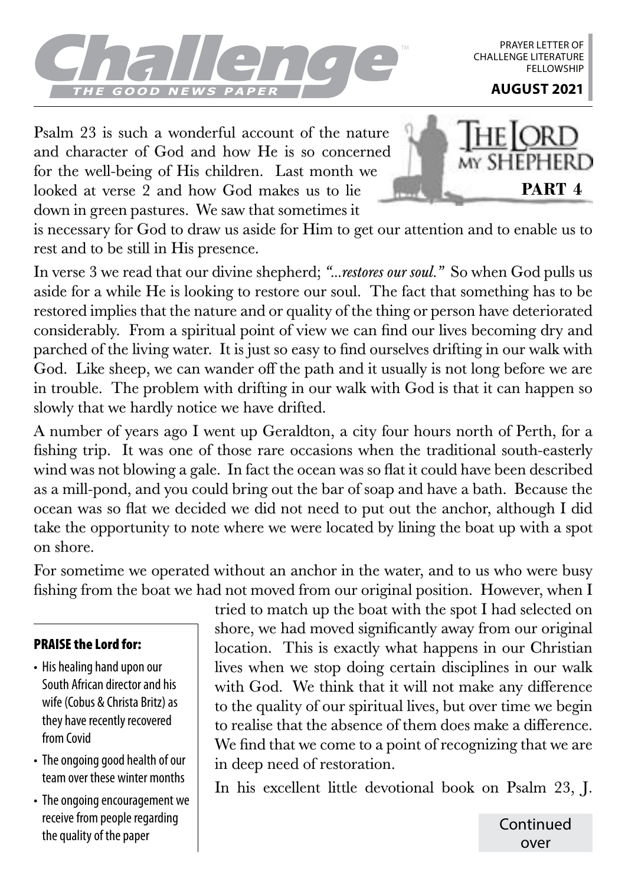# Challenge™
THE GOOD NEWS PAPER

PRAYER LETTER OF CHALLENGE LITERATURE FELLOWSHIP

**AUGUST 2021**

## The Lord My Shepherd

**PART 4**

Psalm 23 is such a wonderful account of the nature and character of God and how He is so concerned for the well-being of His children. Last month we looked at verse 2 and how God makes us to lie down in green pastures. We saw that sometimes it is necessary for God to draw us aside for Him to get our attention and to enable us to rest and to be still in His presence.

In verse 3 we read that our divine shepherd; *"...restores our soul."* So when God pulls us aside for a while He is looking to restore our soul. The fact that something has to be restored implies that the nature and or quality of the thing or person have deteriorated considerably. From a spiritual point of view we can find our lives becoming dry and parched of the living water. It is just so easy to find ourselves drifting in our walk with God. Like sheep, we can wander off the path and it usually is not long before we are in trouble. The problem with drifting in our walk with God is that it can happen so slowly that we hardly notice we have drifted.

A number of years ago I went up Geraldton, a city four hours north of Perth, for a fishing trip. It was one of those rare occasions when the traditional south-easterly wind was not blowing a gale. In fact the ocean was so flat it could have been described as a mill-pond, and you could bring out the bar of soap and have a bath. Because the ocean was so flat we decided we did not need to put out the anchor, although I did take the opportunity to note where we were located by lining the boat up with a spot on shore.

For sometime we operated without an anchor in the water, and to us who were busy fishing from the boat we had not moved from our original position. However, when I tried to match up the boat with the spot I had selected on shore, we had moved significantly away from our original location. This is exactly what happens in our Christian lives when we stop doing certain disciplines in our walk with God. We think that it will not make any difference to the quality of our spiritual lives, but over time we begin to realise that the absence of them does make a difference. We find that we come to a point of recognizing that we are in deep need of restoration.

In his excellent little devotional book on Psalm 23, J.

Continued over

### PRAISE the Lord for:

- His healing hand upon our South African director and his wife (Cobus & Christa Britz) as they have recently recovered from Covid
- The ongoing good health of our team over these winter months
- The ongoing encouragement we receive from people regarding the quality of the paper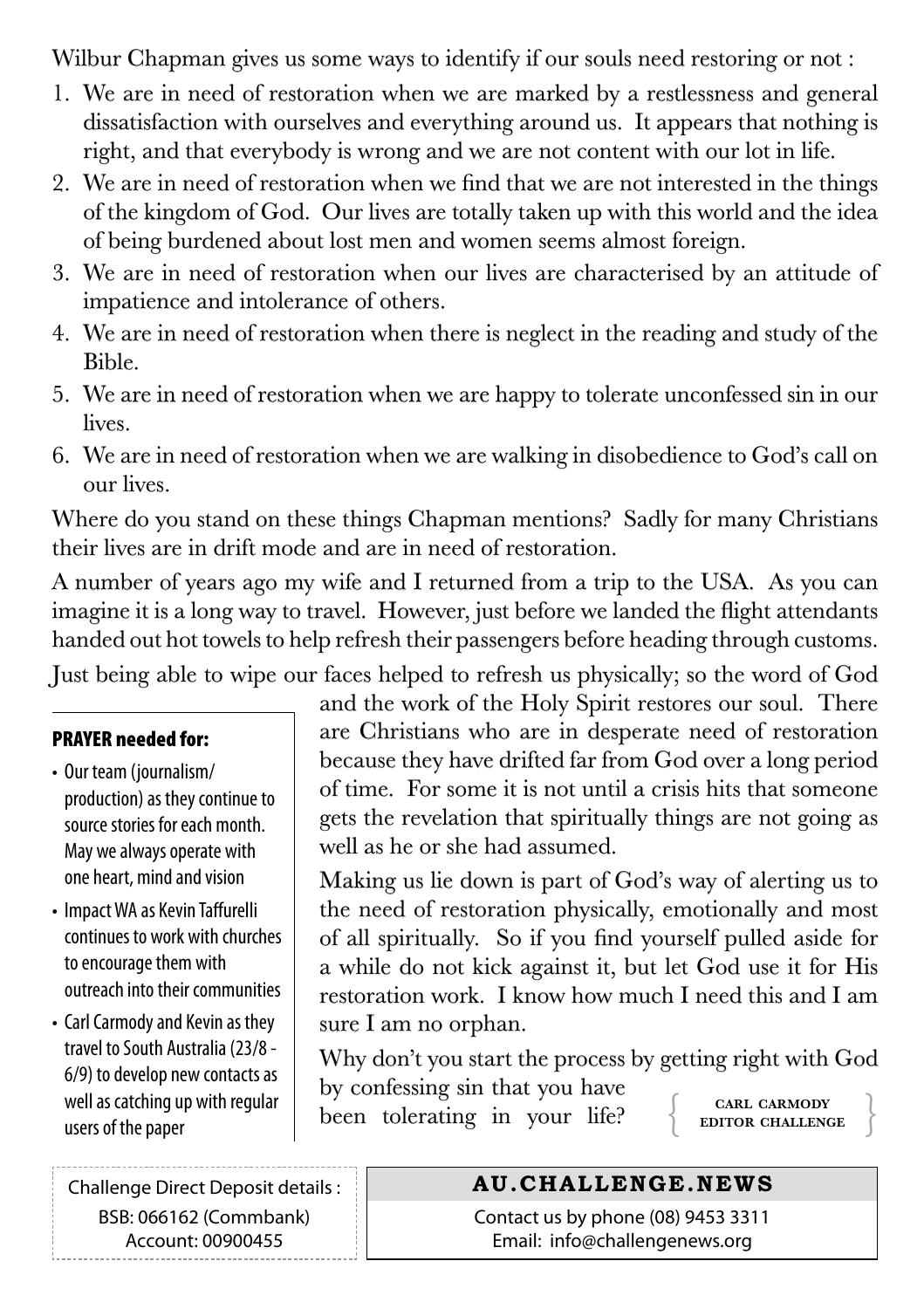Wilbur Chapman gives us some ways to identify if our souls need restoring or not :

1. We are in need of restoration when we are marked by a restlessness and general dissatisfaction with ourselves and everything around us. It appears that nothing is right, and that everybody is wrong and we are not content with our lot in life.
2. We are in need of restoration when we find that we are not interested in the things of the kingdom of God. Our lives are totally taken up with this world and the idea of being burdened about lost men and women seems almost foreign.
3. We are in need of restoration when our lives are characterised by an attitude of impatience and intolerance of others.
4. We are in need of restoration when there is neglect in the reading and study of the Bible.
5. We are in need of restoration when we are happy to tolerate unconfessed sin in our lives.
6. We are in need of restoration when we are walking in disobedience to God's call on our lives.

Where do you stand on these things Chapman mentions? Sadly for many Christians their lives are in drift mode and are in need of restoration.

A number of years ago my wife and I returned from a trip to the USA. As you can imagine it is a long way to travel. However, just before we landed the flight attendants handed out hot towels to help refresh their passengers before heading through customs.

Just being able to wipe our faces helped to refresh us physically; so the word of God and the work of the Holy Spirit restores our soul. There are Christians who are in desperate need of restoration because they have drifted far from God over a long period of time. For some it is not until a crisis hits that someone gets the revelation that spiritually things are not going as well as he or she had assumed.

Making us lie down is part of God's way of alerting us to the need of restoration physically, emotionally and most of all spiritually. So if you find yourself pulled aside for a while do not kick against it, but let God use it for His restoration work. I know how much I need this and I am sure I am no orphan.

Why don't you start the process by getting right with God by confessing sin that you have been tolerating in your life?

CARL CARMODY
EDITOR CHALLENGE

**PRAYER needed for:**

- Our team (journalism/ production) as they continue to source stories for each month. May we always operate with one heart, mind and vision
- Impact WA as Kevin Taffurelli continues to work with churches to encourage them with outreach into their communities
- Carl Carmody and Kevin as they travel to South Australia (23/8 - 6/9) to develop new contacts as well as catching up with regular users of the paper

Challenge Direct Deposit details :
BSB: 066162 (Commbank)
Account: 00900455

**AU.CHALLENGE.NEWS**

Contact us by phone (08) 9453 3311
Email: info@challengenews.org